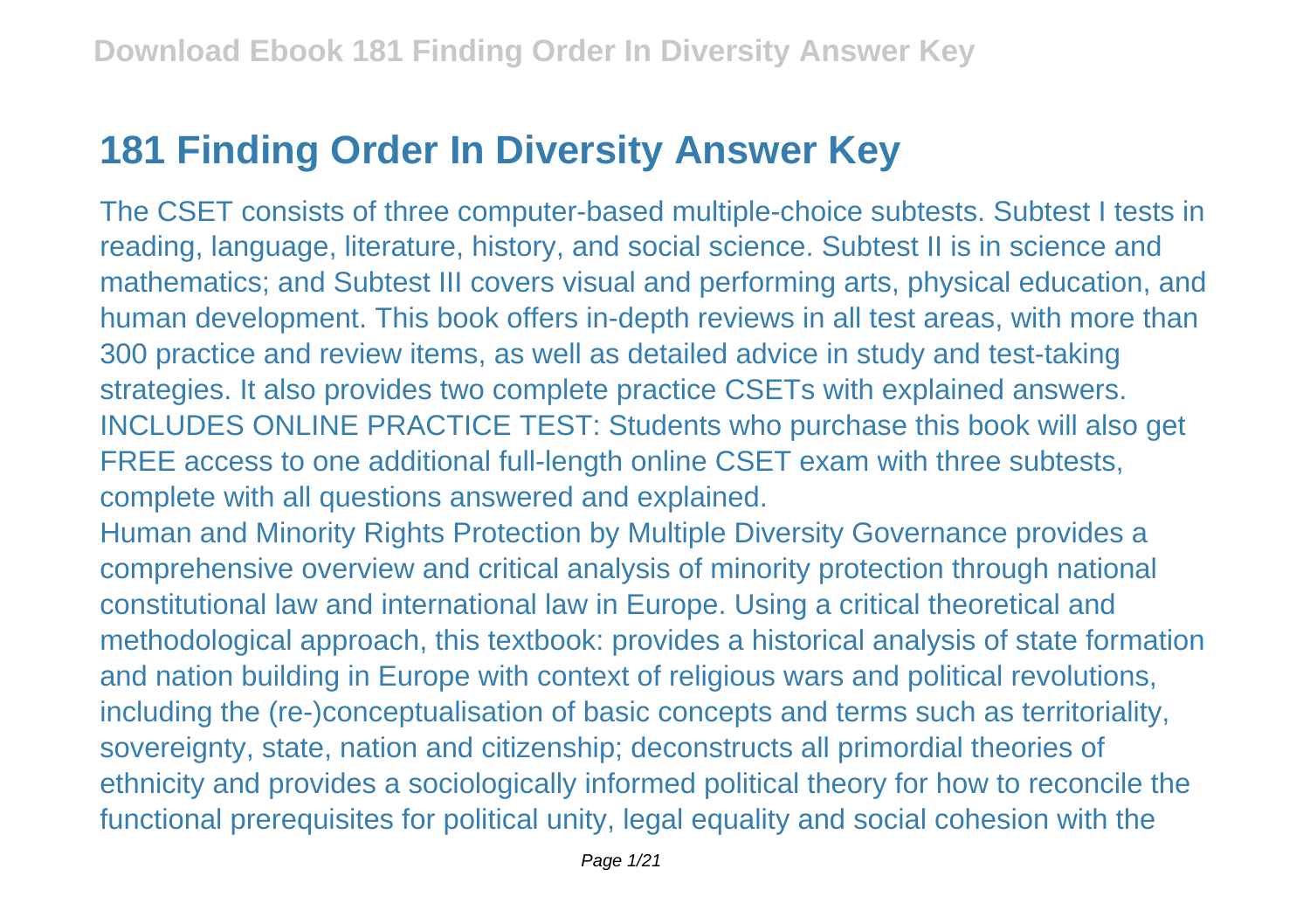# 181 Finding Order In Diversity Answer Key

The CSET consists of three computer-based multiple-choice subtests. Subtest I tests in reading, language, literature, history, and social science. Subtest II is in science and mathematics; and Subtest III covers visual and performing arts, physical education, and human development. This book offers in-depth reviews in all test areas, with more than 300 practice and review items, as well as detailed advice in study and test-taking strategies. It also provides two complete practice CSETs with explained answers. INCLUDES ONLINE PRACTICE TEST: Students who purchase this book will also get FREE access to one additional full-length online CSET exam with three subtests, complete with all questions answered and explained.

Human and Minority Rights Protection by Multiple Diversity Governance provides a comprehensive overview and critical analysis of minority protection through national constitutional law and international law in Europe. Using a critical theoretical and methodological approach, this textbook: provides a historical analysis of state formation and nation building in Europe with context of religious wars and political revolutions, including the (re-)conceptualisation of basic concepts and terms such as territoriality, sovereignty, state, nation and citizenship; deconstructs all primordial theories of ethnicity and provides a sociologically informed political theory for how to reconcile the functional prerequisites for political unity, legal equality and social cohesion with the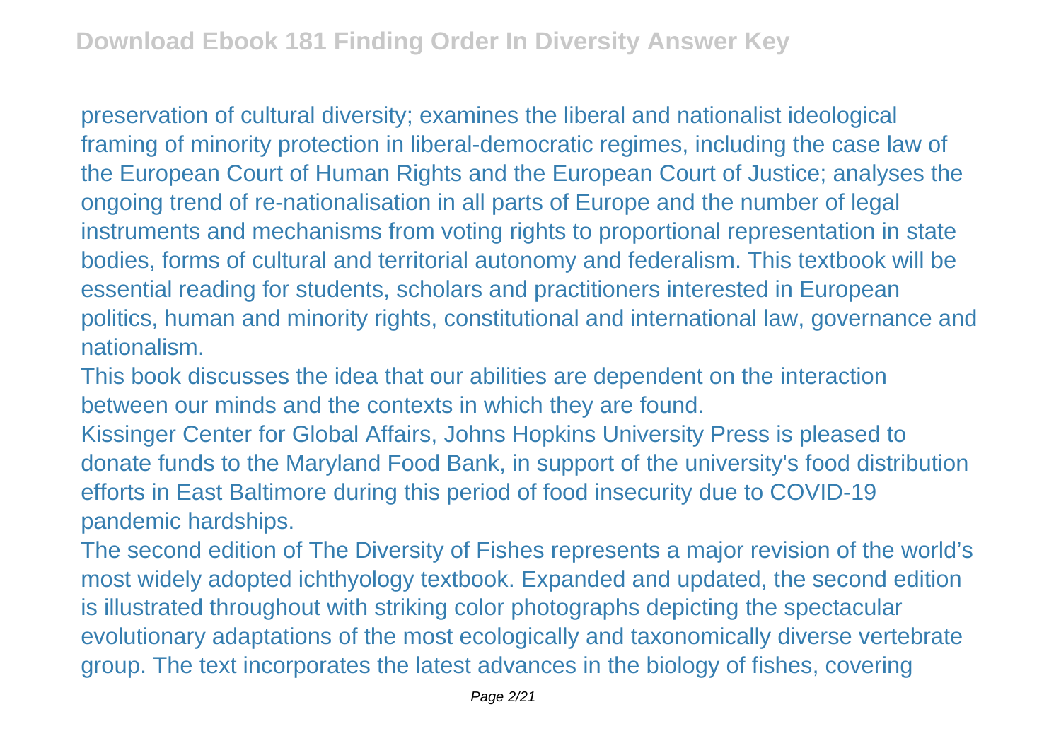preservation of cultural diversity; examines the liberal and nationalist ideological framing of minority protection in liberal-democratic regimes, including the case law of the European Court of Human Rights and the European Court of Justice; analyses the ongoing trend of re-nationalisation in all parts of Europe and the number of legal instruments and mechanisms from voting rights to proportional representation in state bodies, forms of cultural and territorial autonomy and federalism. This textbook will be essential reading for students, scholars and practitioners interested in European politics, human and minority rights, constitutional and international law, governance and nationalism.

This book discusses the idea that our abilities are dependent on the interaction between our minds and the contexts in which they are found.

Kissinger Center for Global Affairs, Johns Hopkins University Press is pleased to donate funds to the Maryland Food Bank, in support of the university's food distribution efforts in East Baltimore during this period of food insecurity due to COVID-19 pandemic hardships.

The second edition of The Diversity of Fishes represents a major revision of the world's most widely adopted ichthyology textbook. Expanded and updated, the second edition is illustrated throughout with striking color photographs depicting the spectacular evolutionary adaptations of the most ecologically and taxonomically diverse vertebrate group. The text incorporates the latest advances in the biology of fishes, covering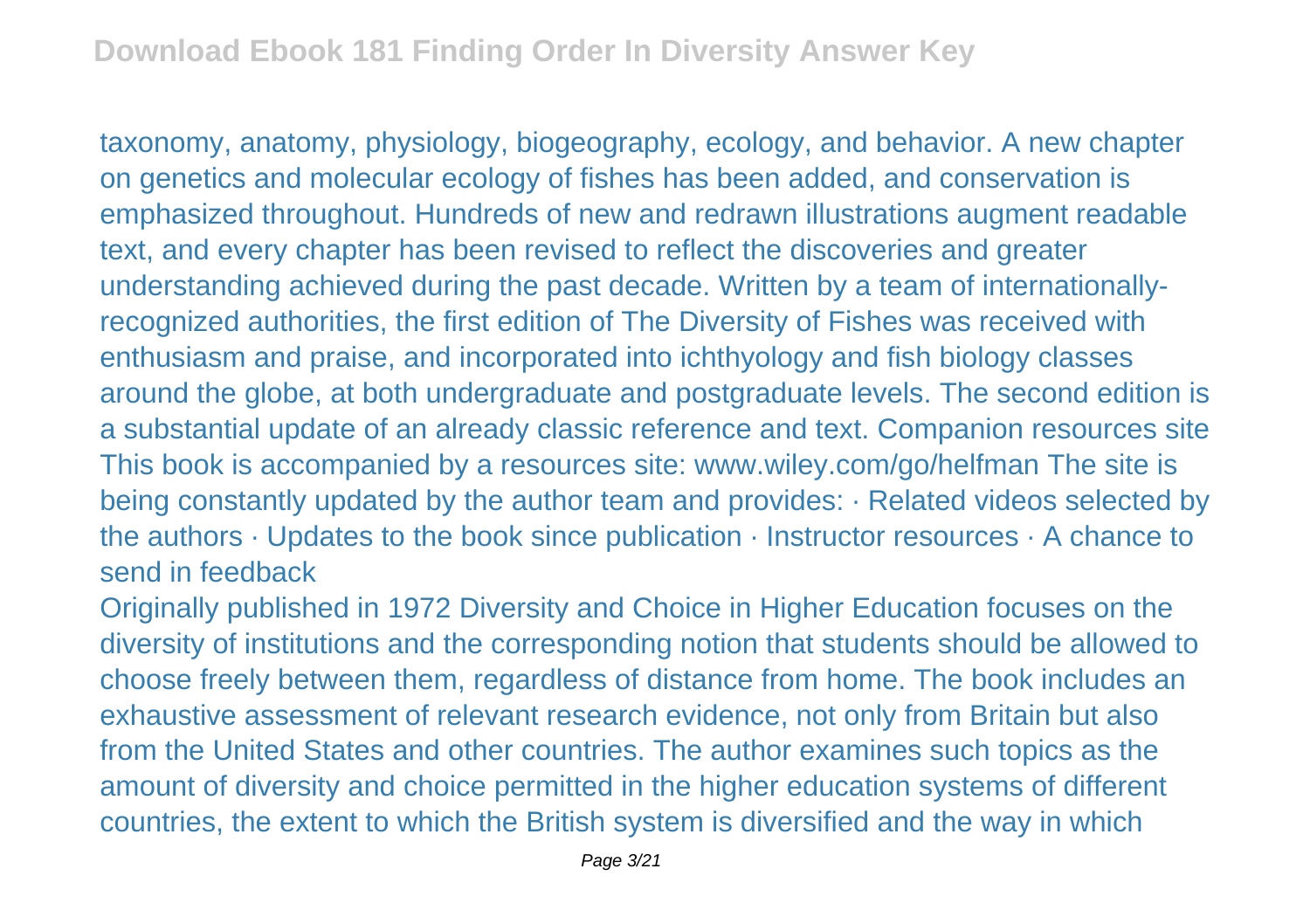taxonomy, anatomy, physiology, biogeography, ecology, and behavior. A new chapter on genetics and molecular ecology of fishes has been added, and conservation is emphasized throughout. Hundreds of new and redrawn illustrations augment readable text, and every chapter has been revised to reflect the discoveries and greater understanding achieved during the past decade. Written by a team of internationally-recognized authorities, the first edition of The Diversity of Fishes was received with enthusiasm and praise, and incorporated into ichthyology and fish biology classes around the globe, at both undergraduate and postgraduate levels. The second edition is a substantial update of an already classic reference and text. Companion resources site This book is accompanied by a resources site: www.wiley.com/go/helfman The site is being constantly updated by the author team and provides: · Related videos selected by the authors · Updates to the book since publication · Instructor resources · A chance to send in feedback

Originally published in 1972 Diversity and Choice in Higher Education focuses on the diversity of institutions and the corresponding notion that students should be allowed to choose freely between them, regardless of distance from home. The book includes an exhaustive assessment of relevant research evidence, not only from Britain but also from the United States and other countries. The author examines such topics as the amount of diversity and choice permitted in the higher education systems of different countries, the extent to which the British system is diversified and the way in which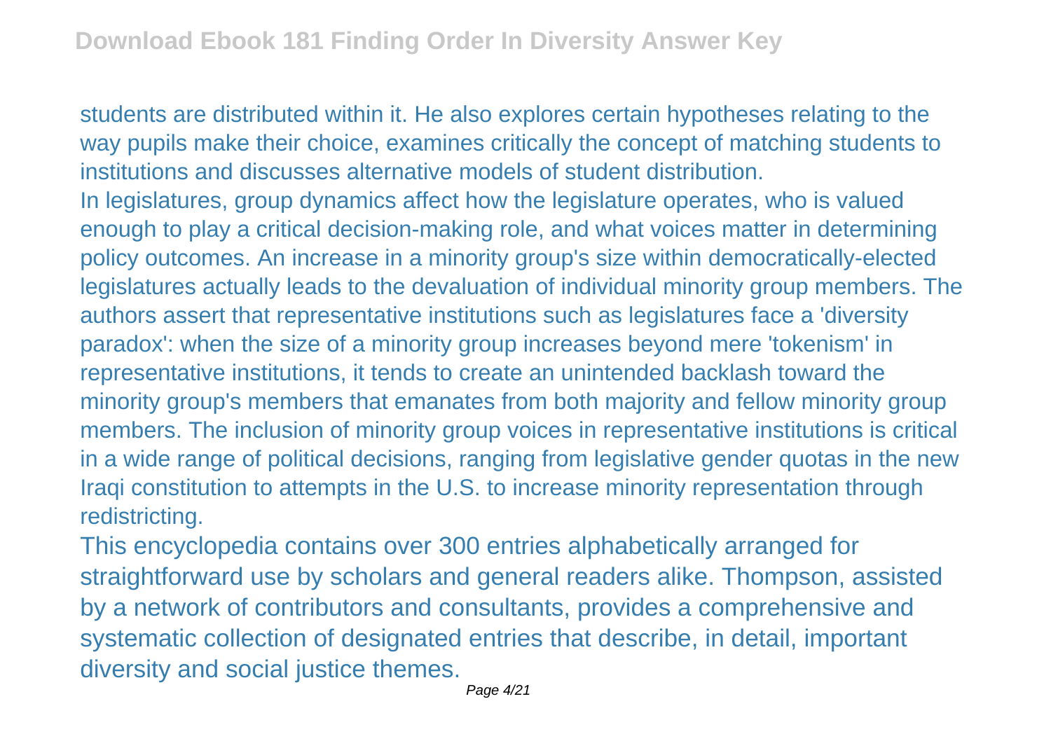students are distributed within it. He also explores certain hypotheses relating to the way pupils make their choice, examines critically the concept of matching students to institutions and discusses alternative models of student distribution.

In legislatures, group dynamics affect how the legislature operates, who is valued enough to play a critical decision-making role, and what voices matter in determining policy outcomes. An increase in a minority group's size within democratically-elected legislatures actually leads to the devaluation of individual minority group members. The authors assert that representative institutions such as legislatures face a 'diversity paradox': when the size of a minority group increases beyond mere 'tokenism' in representative institutions, it tends to create an unintended backlash toward the minority group's members that emanates from both majority and fellow minority group members. The inclusion of minority group voices in representative institutions is critical in a wide range of political decisions, ranging from legislative gender quotas in the new Iraqi constitution to attempts in the U.S. to increase minority representation through redistricting.

This encyclopedia contains over 300 entries alphabetically arranged for straightforward use by scholars and general readers alike. Thompson, assisted by a network of contributors and consultants, provides a comprehensive and systematic collection of designated entries that describe, in detail, important diversity and social justice themes.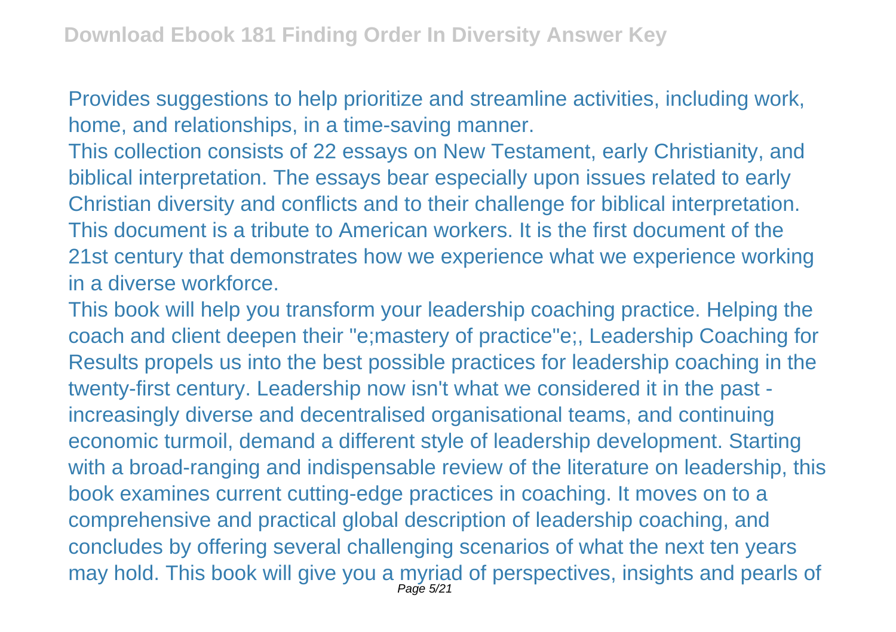Provides suggestions to help prioritize and streamline activities, including work, home, and relationships, in a time-saving manner.

This collection consists of 22 essays on New Testament, early Christianity, and biblical interpretation. The essays bear especially upon issues related to early Christian diversity and conflicts and to their challenge for biblical interpretation.

This document is a tribute to American workers. It is the first document of the 21st century that demonstrates how we experience what we experience working in a diverse workforce.

This book will help you transform your leadership coaching practice. Helping the coach and client deepen their "e;mastery of practice"e;, Leadership Coaching for Results propels us into the best possible practices for leadership coaching in the twenty-first century. Leadership now isn't what we considered it in the past - increasingly diverse and decentralised organisational teams, and continuing economic turmoil, demand a different style of leadership development. Starting with a broad-ranging and indispensable review of the literature on leadership, this book examines current cutting-edge practices in coaching. It moves on to a comprehensive and practical global description of leadership coaching, and concludes by offering several challenging scenarios of what the next ten years may hold. This book will give you a myriad of perspectives, insights and pearls of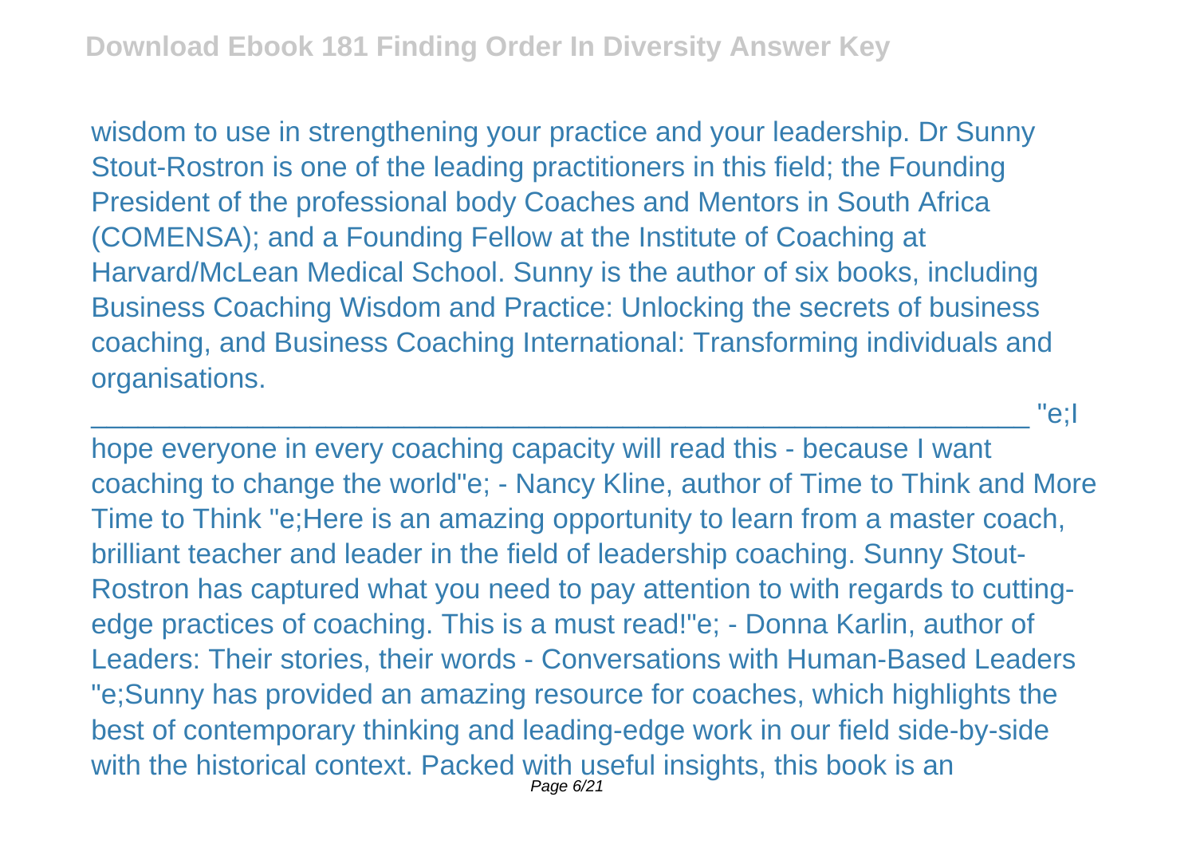wisdom to use in strengthening your practice and your leadership. Dr Sunny Stout-Rostron is one of the leading practitioners in this field; the Founding President of the professional body Coaches and Mentors in South Africa (COMENSA); and a Founding Fellow at the Institute of Coaching at Harvard/McLean Medical School. Sunny is the author of six books, including Business Coaching Wisdom and Practice: Unlocking the secrets of business coaching, and Business Coaching International: Transforming individuals and organisations.

__________________________________________________________ "e;I hope everyone in every coaching capacity will read this - because I want coaching to change the world"e; - Nancy Kline, author of Time to Think and More Time to Think "e;Here is an amazing opportunity to learn from a master coach, brilliant teacher and leader in the field of leadership coaching. Sunny Stout-Rostron has captured what you need to pay attention to with regards to cutting-edge practices of coaching. This is a must read!"e; - Donna Karlin, author of Leaders: Their stories, their words - Conversations with Human-Based Leaders "e;Sunny has provided an amazing resource for coaches, which highlights the best of contemporary thinking and leading-edge work in our field side-by-side with the historical context. Packed with useful insights, this book is an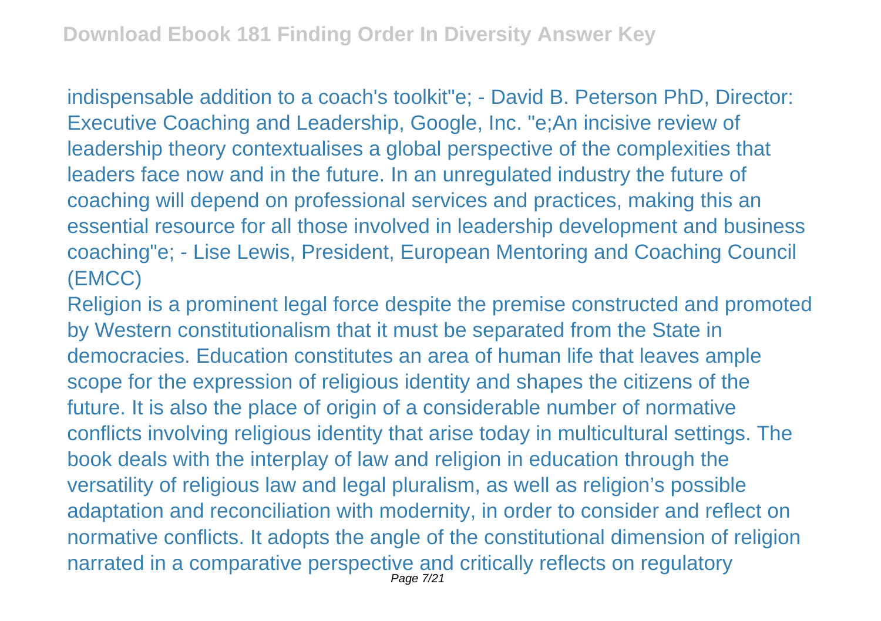indispensable addition to a coach's toolkit"e; - David B. Peterson PhD, Director: Executive Coaching and Leadership, Google, Inc. "e;An incisive review of leadership theory contextualises a global perspective of the complexities that leaders face now and in the future. In an unregulated industry the future of coaching will depend on professional services and practices, making this an essential resource for all those involved in leadership development and business coaching"e; - Lise Lewis, President, European Mentoring and Coaching Council (EMCC)

Religion is a prominent legal force despite the premise constructed and promoted by Western constitutionalism that it must be separated from the State in democracies. Education constitutes an area of human life that leaves ample scope for the expression of religious identity and shapes the citizens of the future. It is also the place of origin of a considerable number of normative conflicts involving religious identity that arise today in multicultural settings. The book deals with the interplay of law and religion in education through the versatility of religious law and legal pluralism, as well as religion's possible adaptation and reconciliation with modernity, in order to consider and reflect on normative conflicts. It adopts the angle of the constitutional dimension of religion narrated in a comparative perspective and critically reflects on regulatory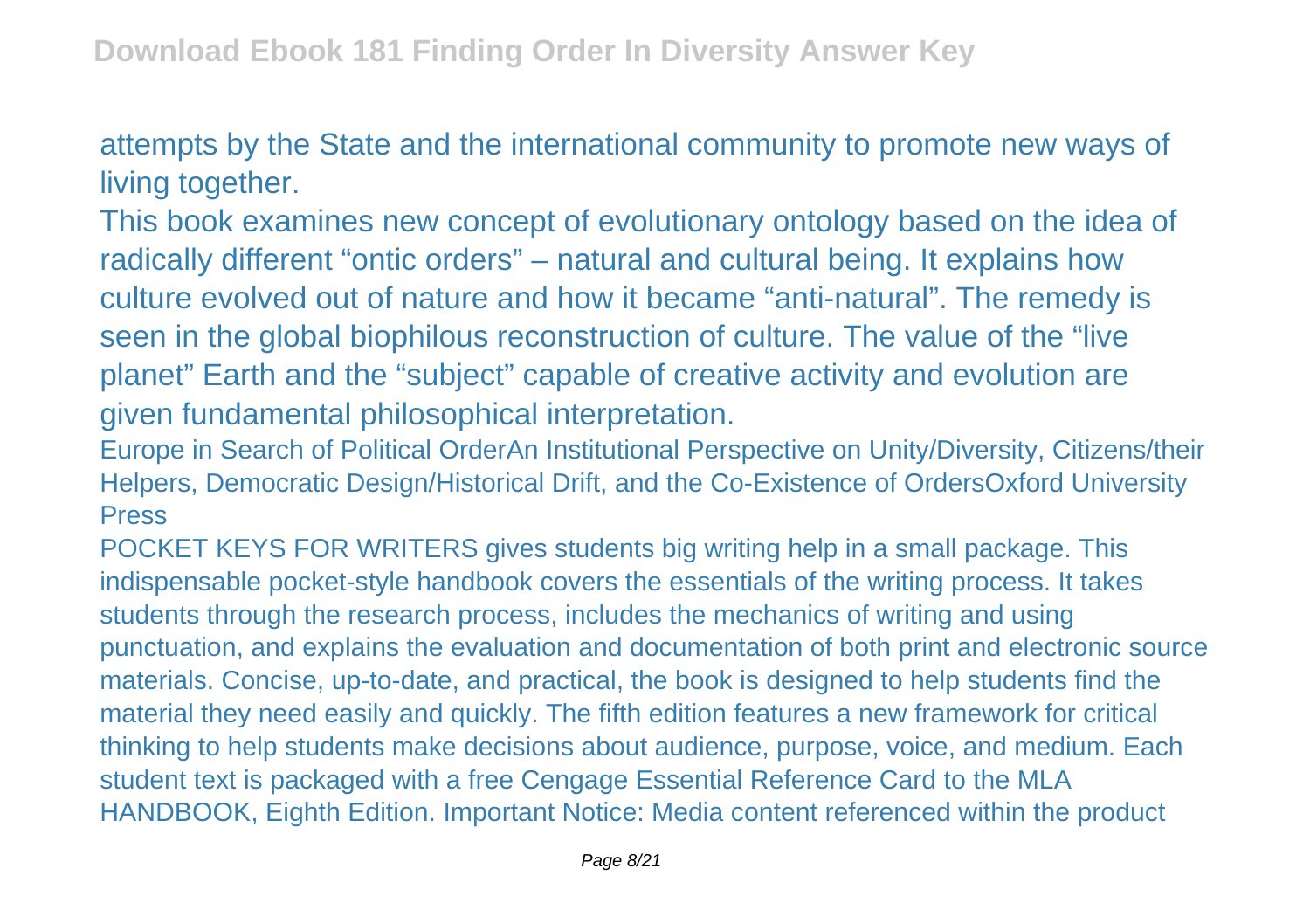attempts by the State and the international community to promote new ways of living together.

This book examines new concept of evolutionary ontology based on the idea of radically different “ontic orders” – natural and cultural being. It explains how culture evolved out of nature and how it became “anti-natural”. The remedy is seen in the global biophilous reconstruction of culture. The value of the “live planet” Earth and the “subject” capable of creative activity and evolution are given fundamental philosophical interpretation.

Europe in Search of Political OrderAn Institutional Perspective on Unity/Diversity, Citizens/their Helpers, Democratic Design/Historical Drift, and the Co-Existence of OrdersOxford University Press

POCKET KEYS FOR WRITERS gives students big writing help in a small package. This indispensable pocket-style handbook covers the essentials of the writing process. It takes students through the research process, includes the mechanics of writing and using punctuation, and explains the evaluation and documentation of both print and electronic source materials. Concise, up-to-date, and practical, the book is designed to help students find the material they need easily and quickly. The fifth edition features a new framework for critical thinking to help students make decisions about audience, purpose, voice, and medium. Each student text is packaged with a free Cengage Essential Reference Card to the MLA HANDBOOK, Eighth Edition. Important Notice: Media content referenced within the product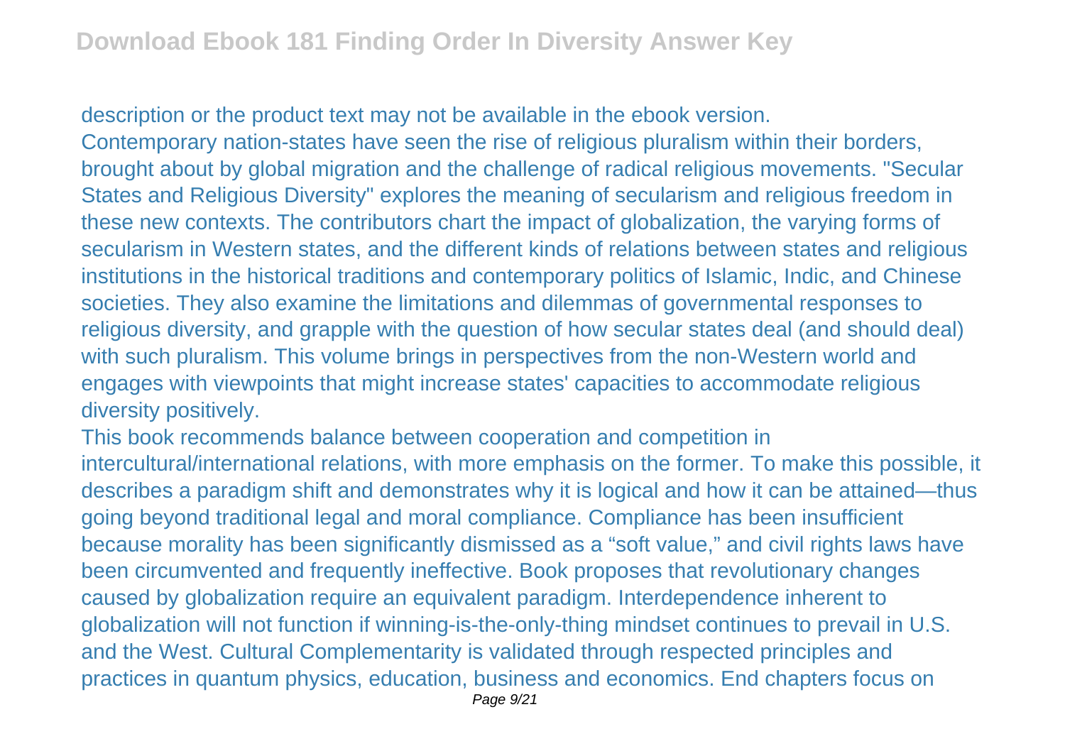description or the product text may not be available in the ebook version.

Contemporary nation-states have seen the rise of religious pluralism within their borders, brought about by global migration and the challenge of radical religious movements. "Secular States and Religious Diversity" explores the meaning of secularism and religious freedom in these new contexts. The contributors chart the impact of globalization, the varying forms of secularism in Western states, and the different kinds of relations between states and religious institutions in the historical traditions and contemporary politics of Islamic, Indic, and Chinese societies. They also examine the limitations and dilemmas of governmental responses to religious diversity, and grapple with the question of how secular states deal (and should deal) with such pluralism. This volume brings in perspectives from the non-Western world and engages with viewpoints that might increase states' capacities to accommodate religious diversity positively.

This book recommends balance between cooperation and competition in intercultural/international relations, with more emphasis on the former. To make this possible, it describes a paradigm shift and demonstrates why it is logical and how it can be attained—thus going beyond traditional legal and moral compliance. Compliance has been insufficient because morality has been significantly dismissed as a "soft value," and civil rights laws have been circumvented and frequently ineffective. Book proposes that revolutionary changes caused by globalization require an equivalent paradigm. Interdependence inherent to globalization will not function if winning-is-the-only-thing mindset continues to prevail in U.S. and the West. Cultural Complementarity is validated through respected principles and practices in quantum physics, education, business and economics. End chapters focus on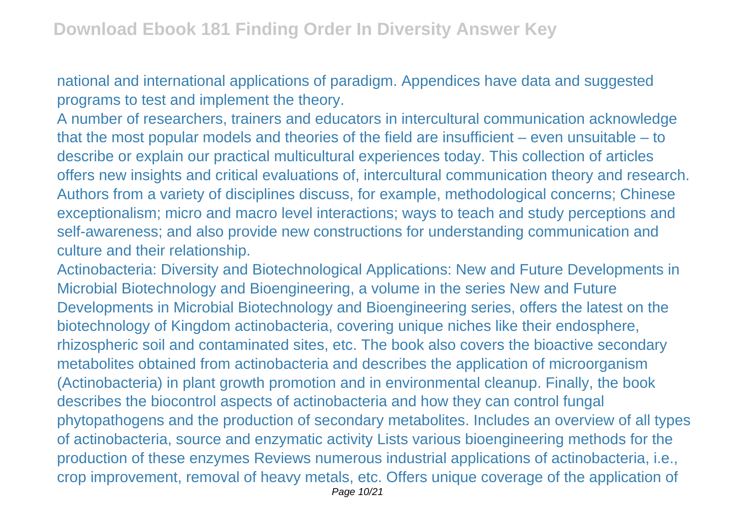national and international applications of paradigm. Appendices have data and suggested programs to test and implement the theory.

A number of researchers, trainers and educators in intercultural communication acknowledge that the most popular models and theories of the field are insufficient – even unsuitable – to describe or explain our practical multicultural experiences today. This collection of articles offers new insights and critical evaluations of, intercultural communication theory and research. Authors from a variety of disciplines discuss, for example, methodological concerns; Chinese exceptionalism; micro and macro level interactions; ways to teach and study perceptions and self-awareness; and also provide new constructions for understanding communication and culture and their relationship.

Actinobacteria: Diversity and Biotechnological Applications: New and Future Developments in Microbial Biotechnology and Bioengineering, a volume in the series New and Future Developments in Microbial Biotechnology and Bioengineering series, offers the latest on the biotechnology of Kingdom actinobacteria, covering unique niches like their endosphere, rhizospheric soil and contaminated sites, etc. The book also covers the bioactive secondary metabolites obtained from actinobacteria and describes the application of microorganism (Actinobacteria) in plant growth promotion and in environmental cleanup. Finally, the book describes the biocontrol aspects of actinobacteria and how they can control fungal phytopathogens and the production of secondary metabolites. Includes an overview of all types of actinobacteria, source and enzymatic activity Lists various bioengineering methods for the production of these enzymes Reviews numerous industrial applications of actinobacteria, i.e., crop improvement, removal of heavy metals, etc. Offers unique coverage of the application of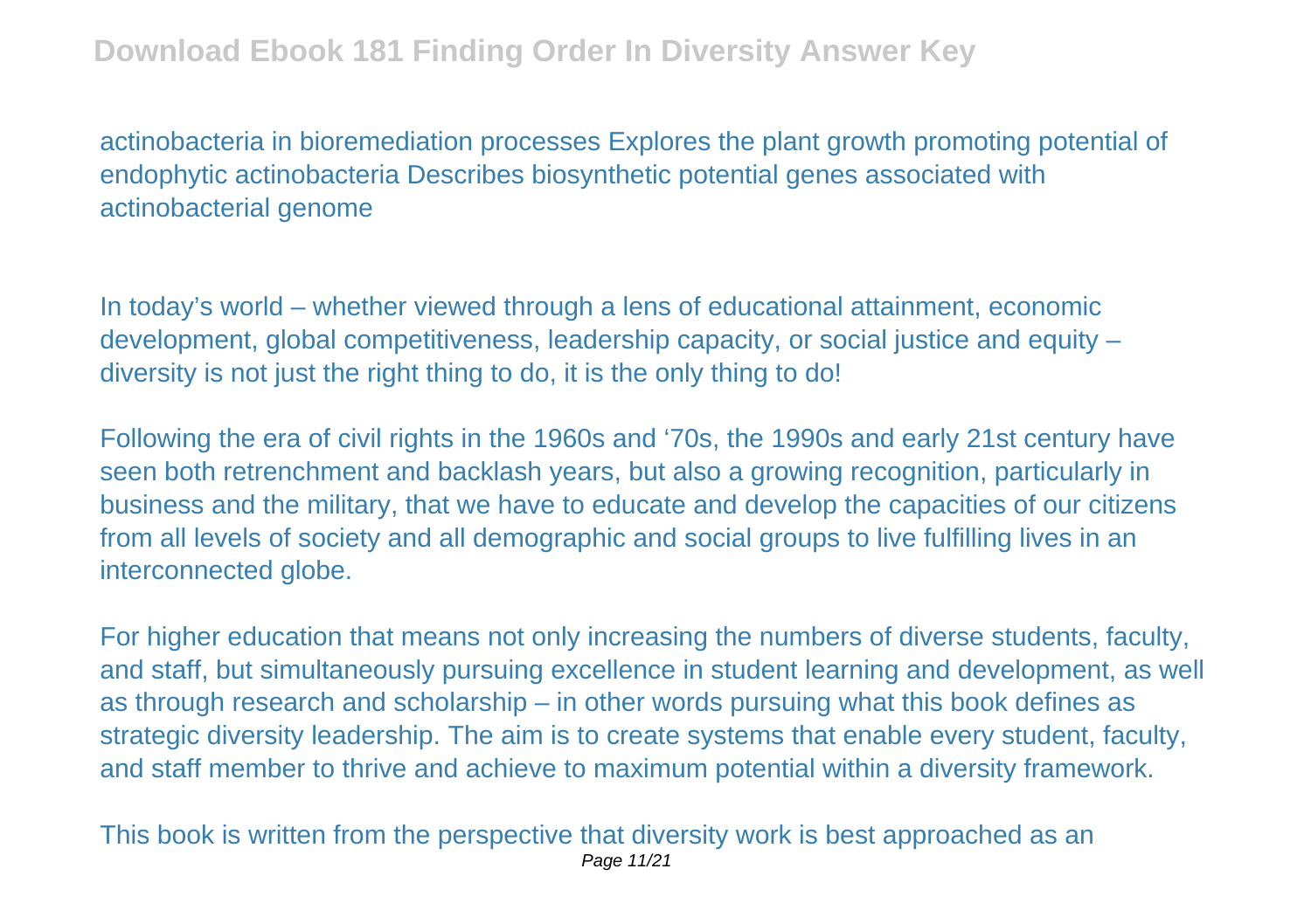actinobacteria in bioremediation processes Explores the plant growth promoting potential of endophytic actinobacteria Describes biosynthetic potential genes associated with actinobacterial genome

In today's world – whether viewed through a lens of educational attainment, economic development, global competitiveness, leadership capacity, or social justice and equity – diversity is not just the right thing to do, it is the only thing to do!

Following the era of civil rights in the 1960s and '70s, the 1990s and early 21st century have seen both retrenchment and backlash years, but also a growing recognition, particularly in business and the military, that we have to educate and develop the capacities of our citizens from all levels of society and all demographic and social groups to live fulfilling lives in an interconnected globe.

For higher education that means not only increasing the numbers of diverse students, faculty, and staff, but simultaneously pursuing excellence in student learning and development, as well as through research and scholarship – in other words pursuing what this book defines as strategic diversity leadership. The aim is to create systems that enable every student, faculty, and staff member to thrive and achieve to maximum potential within a diversity framework.

This book is written from the perspective that diversity work is best approached as an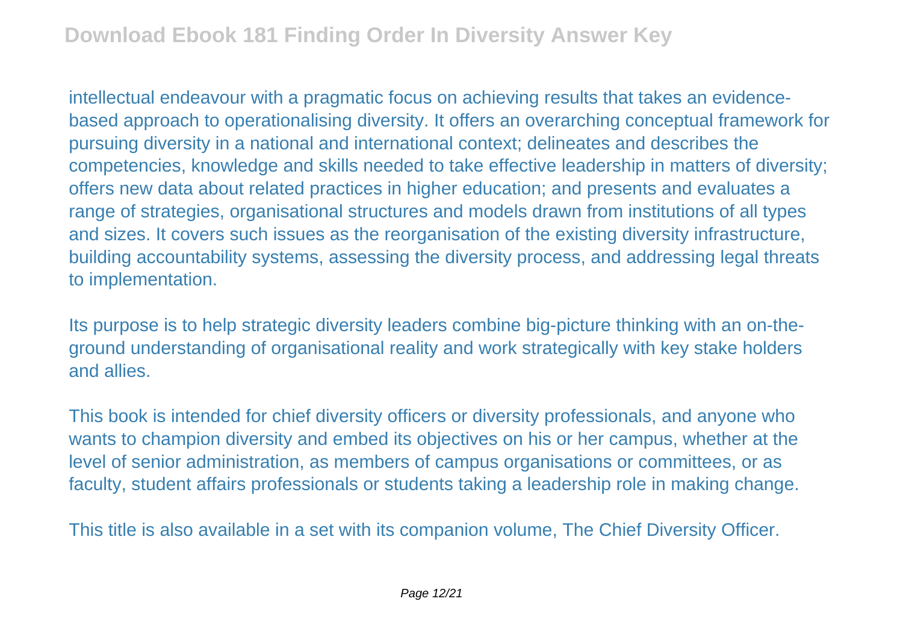intellectual endeavour with a pragmatic focus on achieving results that takes an evidence-based approach to operationalising diversity. It offers an overarching conceptual framework for pursuing diversity in a national and international context; delineates and describes the competencies, knowledge and skills needed to take effective leadership in matters of diversity; offers new data about related practices in higher education; and presents and evaluates a range of strategies, organisational structures and models drawn from institutions of all types and sizes. It covers such issues as the reorganisation of the existing diversity infrastructure, building accountability systems, assessing the diversity process, and addressing legal threats to implementation.

Its purpose is to help strategic diversity leaders combine big-picture thinking with an on-the-ground understanding of organisational reality and work strategically with key stake holders and allies.

This book is intended for chief diversity officers or diversity professionals, and anyone who wants to champion diversity and embed its objectives on his or her campus, whether at the level of senior administration, as members of campus organisations or committees, or as faculty, student affairs professionals or students taking a leadership role in making change.

This title is also available in a set with its companion volume, The Chief Diversity Officer.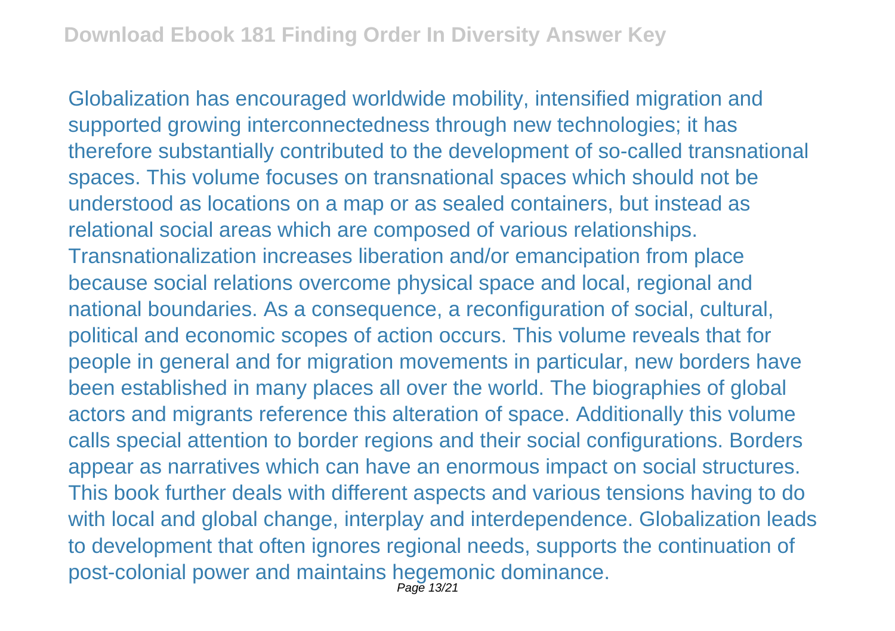Globalization has encouraged worldwide mobility, intensified migration and supported growing interconnectedness through new technologies; it has therefore substantially contributed to the development of so-called transnational spaces. This volume focuses on transnational spaces which should not be understood as locations on a map or as sealed containers, but instead as relational social areas which are composed of various relationships. Transnationalization increases liberation and/or emancipation from place because social relations overcome physical space and local, regional and national boundaries. As a consequence, a reconfiguration of social, cultural, political and economic scopes of action occurs. This volume reveals that for people in general and for migration movements in particular, new borders have been established in many places all over the world. The biographies of global actors and migrants reference this alteration of space. Additionally this volume calls special attention to border regions and their social configurations. Borders appear as narratives which can have an enormous impact on social structures. This book further deals with different aspects and various tensions having to do with local and global change, interplay and interdependence. Globalization leads to development that often ignores regional needs, supports the continuation of post-colonial power and maintains hegemonic dominance.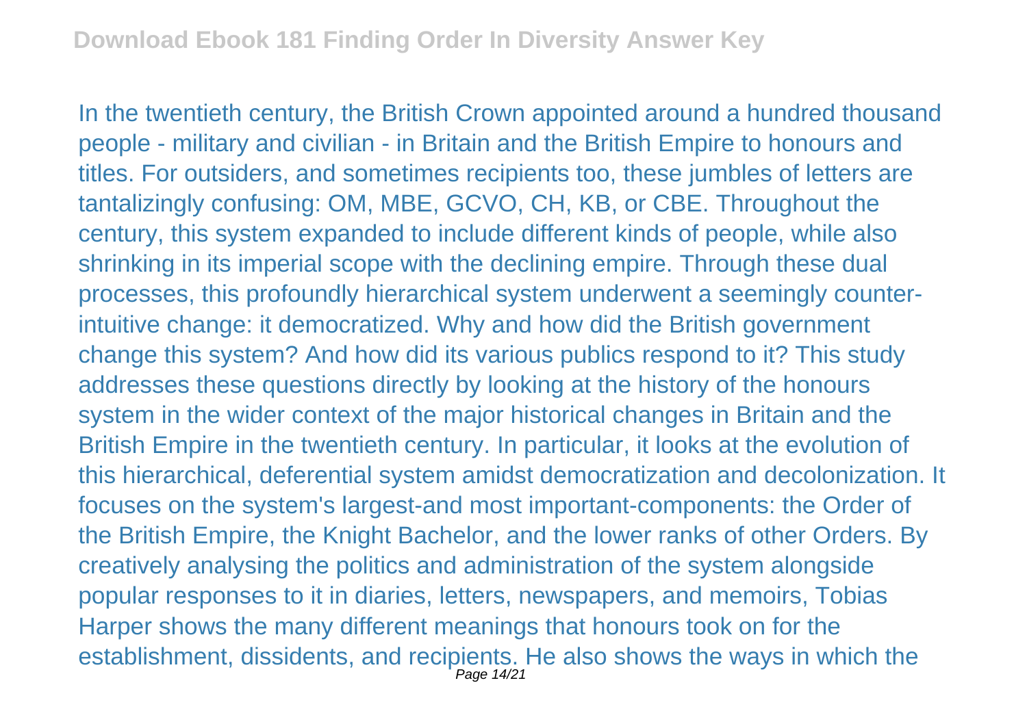In the twentieth century, the British Crown appointed around a hundred thousand people - military and civilian - in Britain and the British Empire to honours and titles. For outsiders, and sometimes recipients too, these jumbles of letters are tantalizingly confusing: OM, MBE, GCVO, CH, KB, or CBE. Throughout the century, this system expanded to include different kinds of people, while also shrinking in its imperial scope with the declining empire. Through these dual processes, this profoundly hierarchical system underwent a seemingly counter-intuitive change: it democratized. Why and how did the British government change this system? And how did its various publics respond to it? This study addresses these questions directly by looking at the history of the honours system in the wider context of the major historical changes in Britain and the British Empire in the twentieth century. In particular, it looks at the evolution of this hierarchical, deferential system amidst democratization and decolonization. It focuses on the system's largest-and most important-components: the Order of the British Empire, the Knight Bachelor, and the lower ranks of other Orders. By creatively analysing the politics and administration of the system alongside popular responses to it in diaries, letters, newspapers, and memoirs, Tobias Harper shows the many different meanings that honours took on for the establishment, dissidents, and recipients. He also shows the ways in which the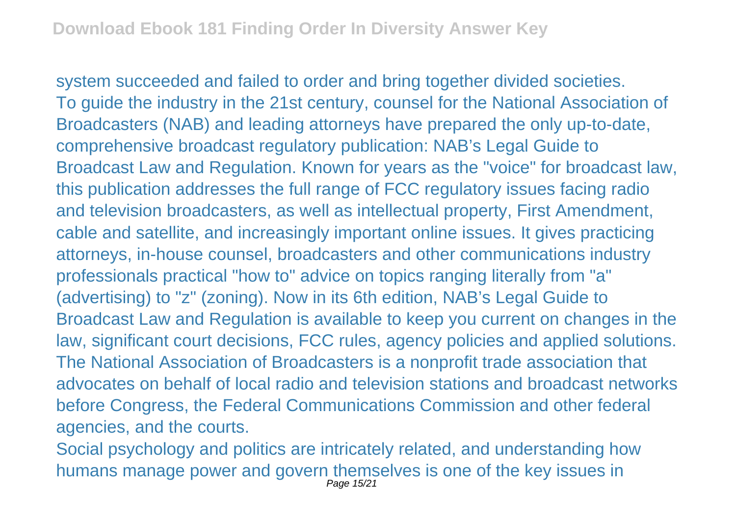system succeeded and failed to order and bring together divided societies.

To guide the industry in the 21st century, counsel for the National Association of Broadcasters (NAB) and leading attorneys have prepared the only up-to-date, comprehensive broadcast regulatory publication: NAB's Legal Guide to Broadcast Law and Regulation. Known for years as the "voice" for broadcast law, this publication addresses the full range of FCC regulatory issues facing radio and television broadcasters, as well as intellectual property, First Amendment, cable and satellite, and increasingly important online issues. It gives practicing attorneys, in-house counsel, broadcasters and other communications industry professionals practical "how to" advice on topics ranging literally from "a" (advertising) to "z" (zoning). Now in its 6th edition, NAB's Legal Guide to Broadcast Law and Regulation is available to keep you current on changes in the law, significant court decisions, FCC rules, agency policies and applied solutions. The National Association of Broadcasters is a nonprofit trade association that advocates on behalf of local radio and television stations and broadcast networks before Congress, the Federal Communications Commission and other federal agencies, and the courts.

Social psychology and politics are intricately related, and understanding how humans manage power and govern themselves is one of the key issues in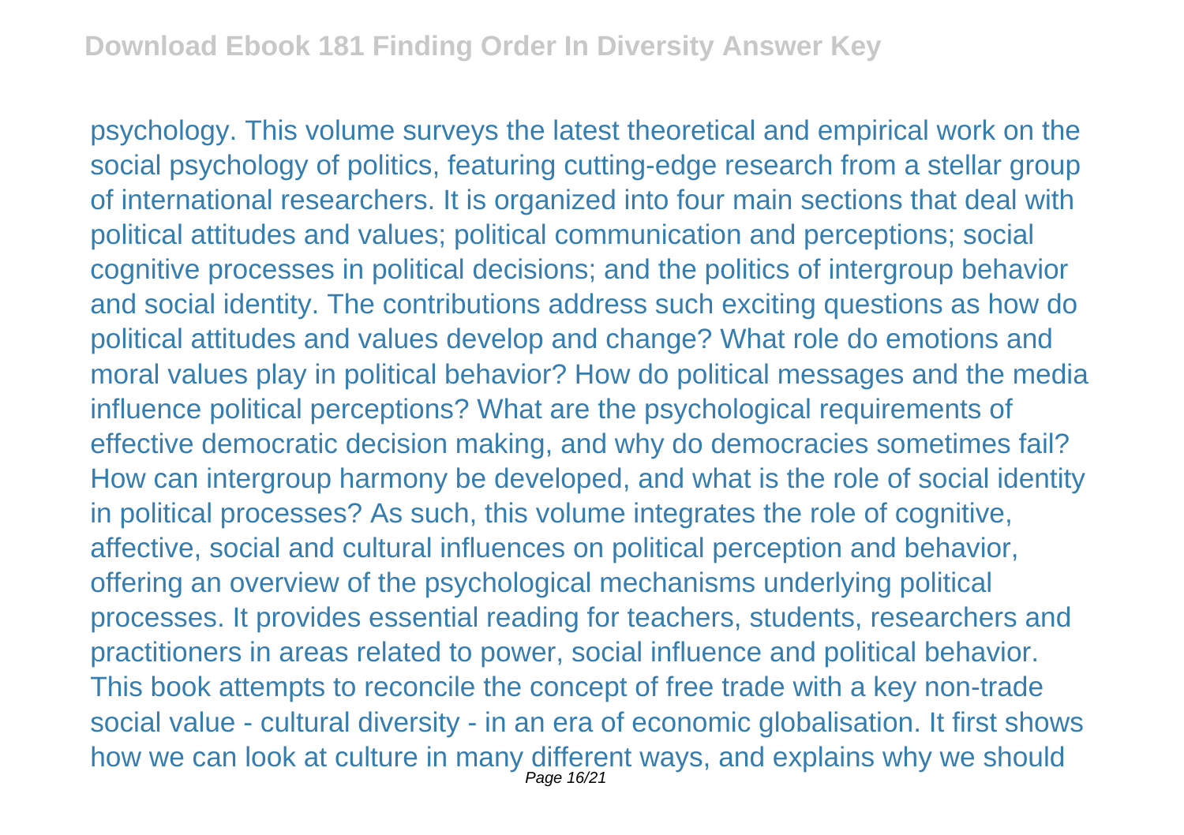psychology. This volume surveys the latest theoretical and empirical work on the social psychology of politics, featuring cutting-edge research from a stellar group of international researchers. It is organized into four main sections that deal with political attitudes and values; political communication and perceptions; social cognitive processes in political decisions; and the politics of intergroup behavior and social identity. The contributions address such exciting questions as how do political attitudes and values develop and change? What role do emotions and moral values play in political behavior? How do political messages and the media influence political perceptions? What are the psychological requirements of effective democratic decision making, and why do democracies sometimes fail? How can intergroup harmony be developed, and what is the role of social identity in political processes? As such, this volume integrates the role of cognitive, affective, social and cultural influences on political perception and behavior, offering an overview of the psychological mechanisms underlying political processes. It provides essential reading for teachers, students, researchers and practitioners in areas related to power, social influence and political behavior.
This book attempts to reconcile the concept of free trade with a key non-trade social value - cultural diversity - in an era of economic globalisation. It first shows how we can look at culture in many different ways, and explains why we should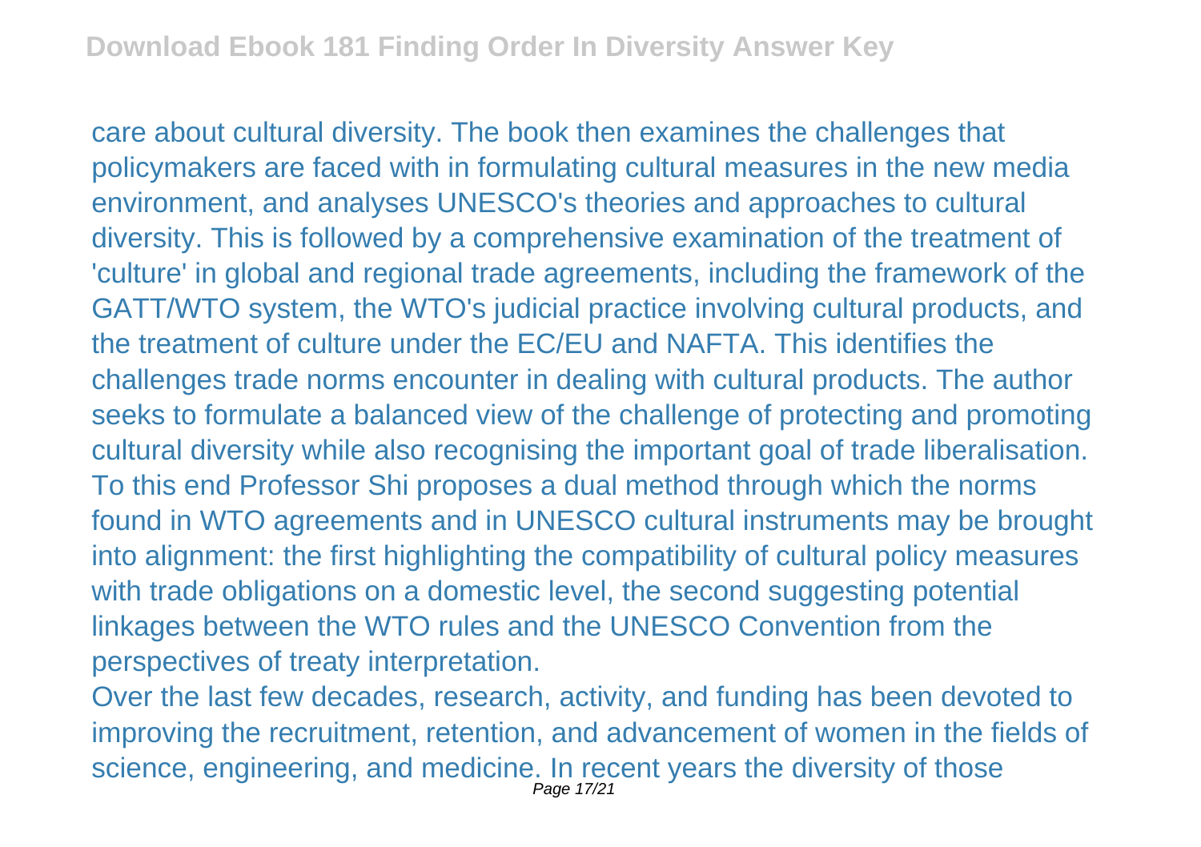care about cultural diversity. The book then examines the challenges that policymakers are faced with in formulating cultural measures in the new media environment, and analyses UNESCO's theories and approaches to cultural diversity. This is followed by a comprehensive examination of the treatment of 'culture' in global and regional trade agreements, including the framework of the GATT/WTO system, the WTO's judicial practice involving cultural products, and the treatment of culture under the EC/EU and NAFTA. This identifies the challenges trade norms encounter in dealing with cultural products. The author seeks to formulate a balanced view of the challenge of protecting and promoting cultural diversity while also recognising the important goal of trade liberalisation. To this end Professor Shi proposes a dual method through which the norms found in WTO agreements and in UNESCO cultural instruments may be brought into alignment: the first highlighting the compatibility of cultural policy measures with trade obligations on a domestic level, the second suggesting potential linkages between the WTO rules and the UNESCO Convention from the perspectives of treaty interpretation.

Over the last few decades, research, activity, and funding has been devoted to improving the recruitment, retention, and advancement of women in the fields of science, engineering, and medicine. In recent years the diversity of those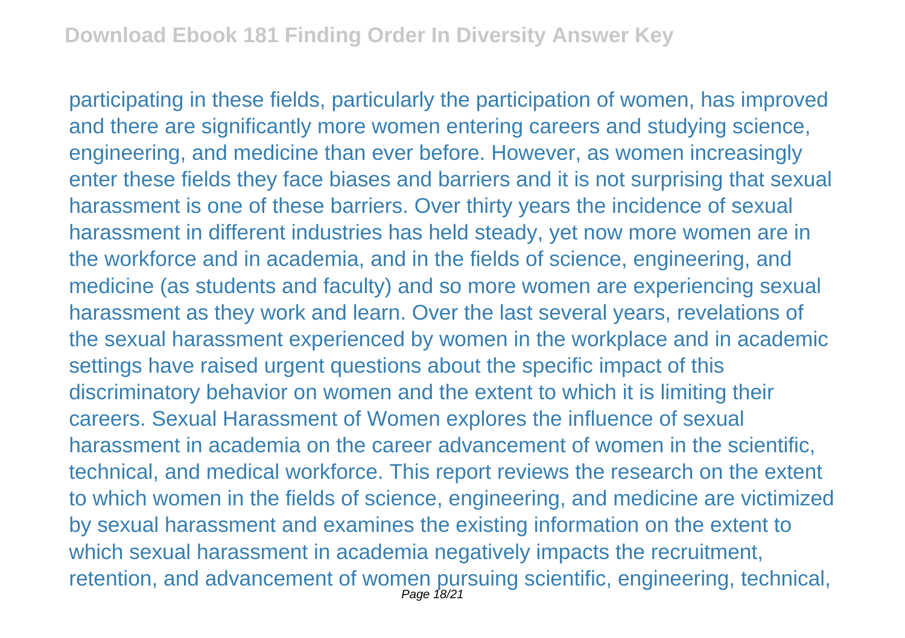participating in these fields, particularly the participation of women, has improved and there are significantly more women entering careers and studying science, engineering, and medicine than ever before. However, as women increasingly enter these fields they face biases and barriers and it is not surprising that sexual harassment is one of these barriers. Over thirty years the incidence of sexual harassment in different industries has held steady, yet now more women are in the workforce and in academia, and in the fields of science, engineering, and medicine (as students and faculty) and so more women are experiencing sexual harassment as they work and learn. Over the last several years, revelations of the sexual harassment experienced by women in the workplace and in academic settings have raised urgent questions about the specific impact of this discriminatory behavior on women and the extent to which it is limiting their careers. Sexual Harassment of Women explores the influence of sexual harassment in academia on the career advancement of women in the scientific, technical, and medical workforce. This report reviews the research on the extent to which women in the fields of science, engineering, and medicine are victimized by sexual harassment and examines the existing information on the extent to which sexual harassment in academia negatively impacts the recruitment, retention, and advancement of women pursuing scientific, engineering, technical,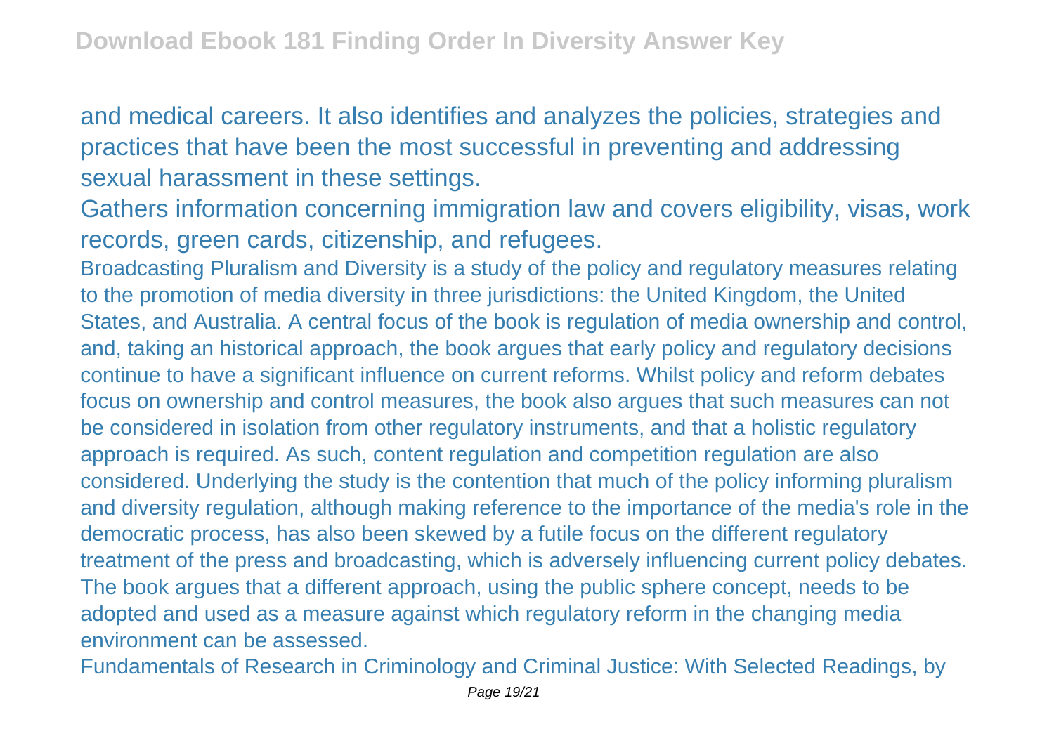and medical careers. It also identifies and analyzes the policies, strategies and practices that have been the most successful in preventing and addressing sexual harassment in these settings.

Gathers information concerning immigration law and covers eligibility, visas, work records, green cards, citizenship, and refugees.

Broadcasting Pluralism and Diversity is a study of the policy and regulatory measures relating to the promotion of media diversity in three jurisdictions: the United Kingdom, the United States, and Australia. A central focus of the book is regulation of media ownership and control, and, taking an historical approach, the book argues that early policy and regulatory decisions continue to have a significant influence on current reforms. Whilst policy and reform debates focus on ownership and control measures, the book also argues that such measures can not be considered in isolation from other regulatory instruments, and that a holistic regulatory approach is required. As such, content regulation and competition regulation are also considered. Underlying the study is the contention that much of the policy informing pluralism and diversity regulation, although making reference to the importance of the media's role in the democratic process, has also been skewed by a futile focus on the different regulatory treatment of the press and broadcasting, which is adversely influencing current policy debates. The book argues that a different approach, using the public sphere concept, needs to be adopted and used as a measure against which regulatory reform in the changing media environment can be assessed.

Fundamentals of Research in Criminology and Criminal Justice: With Selected Readings, by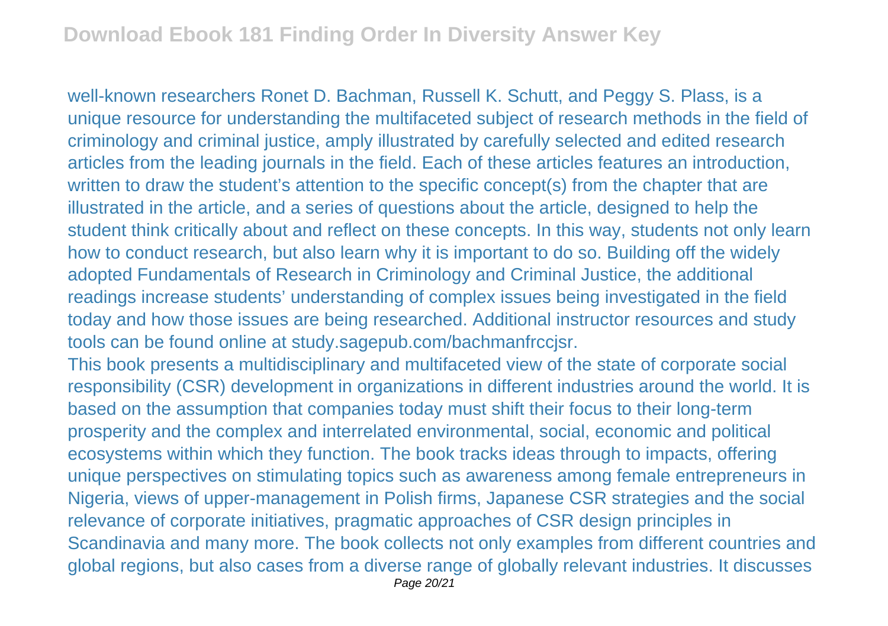well-known researchers Ronet D. Bachman, Russell K. Schutt, and Peggy S. Plass, is a unique resource for understanding the multifaceted subject of research methods in the field of criminology and criminal justice, amply illustrated by carefully selected and edited research articles from the leading journals in the field. Each of these articles features an introduction, written to draw the student's attention to the specific concept(s) from the chapter that are illustrated in the article, and a series of questions about the article, designed to help the student think critically about and reflect on these concepts. In this way, students not only learn how to conduct research, but also learn why it is important to do so. Building off the widely adopted Fundamentals of Research in Criminology and Criminal Justice, the additional readings increase students' understanding of complex issues being investigated in the field today and how those issues are being researched. Additional instructor resources and study tools can be found online at study.sagepub.com/bachmanfrccjsr.

This book presents a multidisciplinary and multifaceted view of the state of corporate social responsibility (CSR) development in organizations in different industries around the world. It is based on the assumption that companies today must shift their focus to their long-term prosperity and the complex and interrelated environmental, social, economic and political ecosystems within which they function. The book tracks ideas through to impacts, offering unique perspectives on stimulating topics such as awareness among female entrepreneurs in Nigeria, views of upper-management in Polish firms, Japanese CSR strategies and the social relevance of corporate initiatives, pragmatic approaches of CSR design principles in Scandinavia and many more. The book collects not only examples from different countries and global regions, but also cases from a diverse range of globally relevant industries. It discusses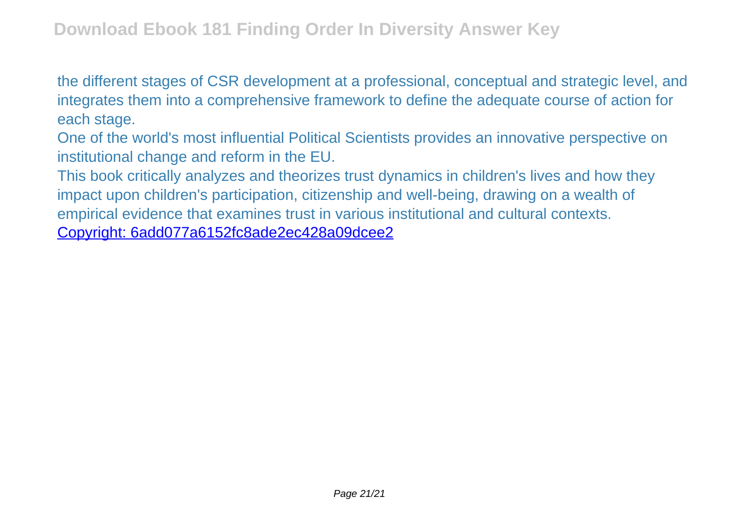the different stages of CSR development at a professional, conceptual and strategic level, and integrates them into a comprehensive framework to define the adequate course of action for each stage.

One of the world's most influential Political Scientists provides an innovative perspective on institutional change and reform in the EU.

This book critically analyzes and theorizes trust dynamics in children's lives and how they impact upon children's participation, citizenship and well-being, drawing on a wealth of empirical evidence that examines trust in various institutional and cultural contexts.

Copyright: 6add077a6152fc8ade2ec428a09dcee2